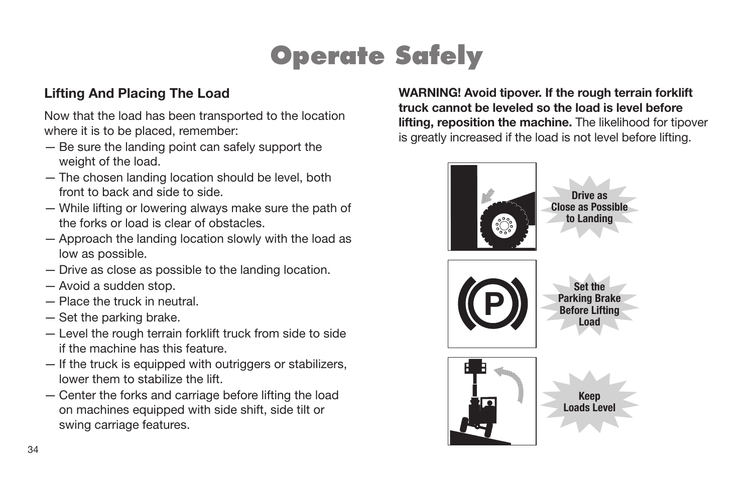# Operate Safely

## Lifting And Placing The Load

Now that the load has been transported to the location where it is to be placed, remember:

- Be sure the landing point can safely support the weight of the load.
- The chosen landing location should be level, both front to back and side to side.
- While lifting or lowering always make sure the path of the forks or load is clear of obstacles.
- Approach the landing location slowly with the load as low as possible.
- Drive as close as possible to the landing location.
- Avoid a sudden stop.
- Place the truck in neutral.
- Set the parking brake.
- Level the rough terrain forklift truck from side to side if the machine has this feature.
- If the truck is equipped with outriggers or stabilizers, lower them to stabilize the lift.
- Center the forks and carriage before lifting the load on machines equipped with side shift, side tilt or swing carriage features.

**WARNING! Avoid tipover. If the rough terrain forklift truck cannot be leveled so the load is level before lifting, reposition the machine.** The likelihood for tipover is greatly increased if the load is not level before lifting.

**Drive as Close as Possible to Landing**

**Set the Parking Brake Before Lifting Load**

**Keep Loads Level**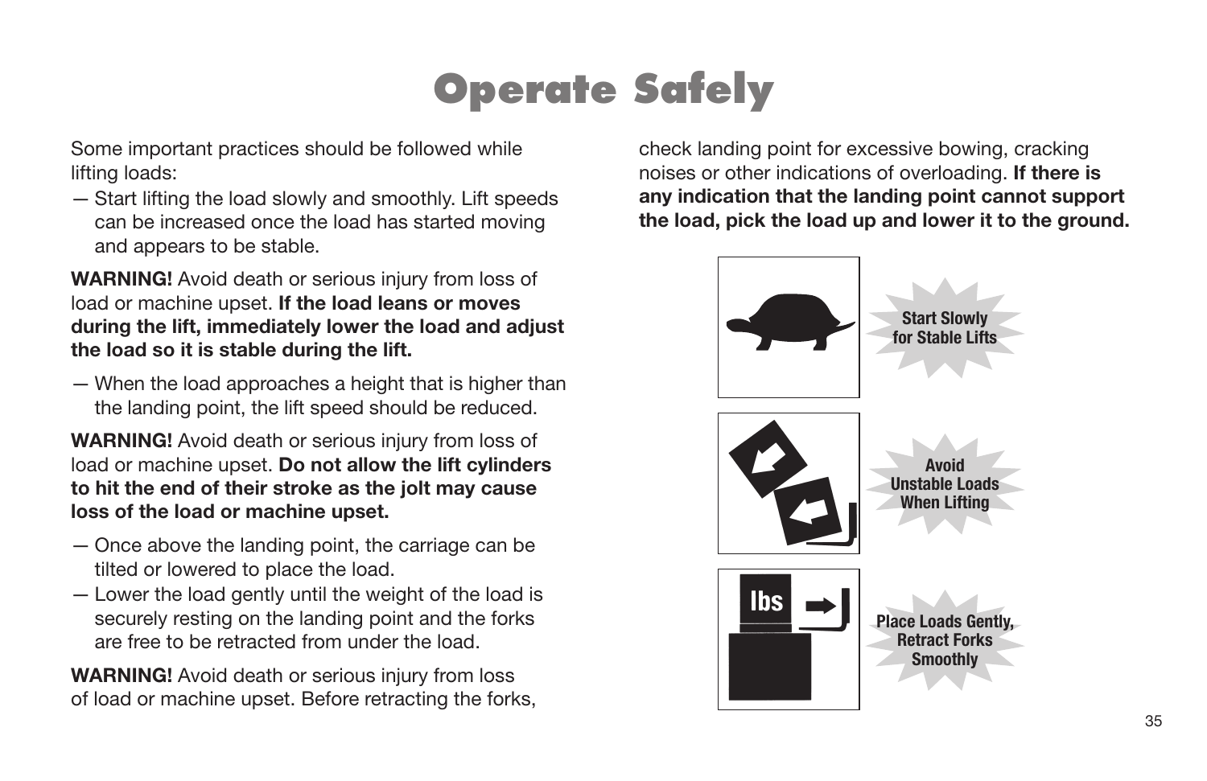# Operate Safely

Some important practices should be followed while lifting loads:

— Start lifting the load slowly and smoothly. Lift speeds can be increased once the load has started moving and appears to be stable.

**WARNING!** Avoid death or serious injury from loss of load or machine upset. **If the load leans or moves during the lift, immediately lower the load and adjust the load so it is stable during the lift.**

— When the load approaches a height that is higher than the landing point, the lift speed should be reduced.

**WARNING!** Avoid death or serious injury from loss of load or machine upset. **Do not allow the lift cylinders to hit the end of their stroke as the jolt may cause loss of the load or machine upset.**

— Once above the landing point, the carriage can be tilted or lowered to place the load.

— Lower the load gently until the weight of the load is securely resting on the landing point and the forks are free to be retracted from under the load.

**WARNING!** Avoid death or serious injury from loss of load or machine upset. Before retracting the forks, check landing point for excessive bowing, cracking noises or other indications of overloading. **If there is any indication that the landing point cannot support the load, pick the load up and lower it to the ground.**

Start Slowly for Stable Lifts

Avoid Unstable Loads When Lifting

Place Loads Gently, Retract Forks Smoothly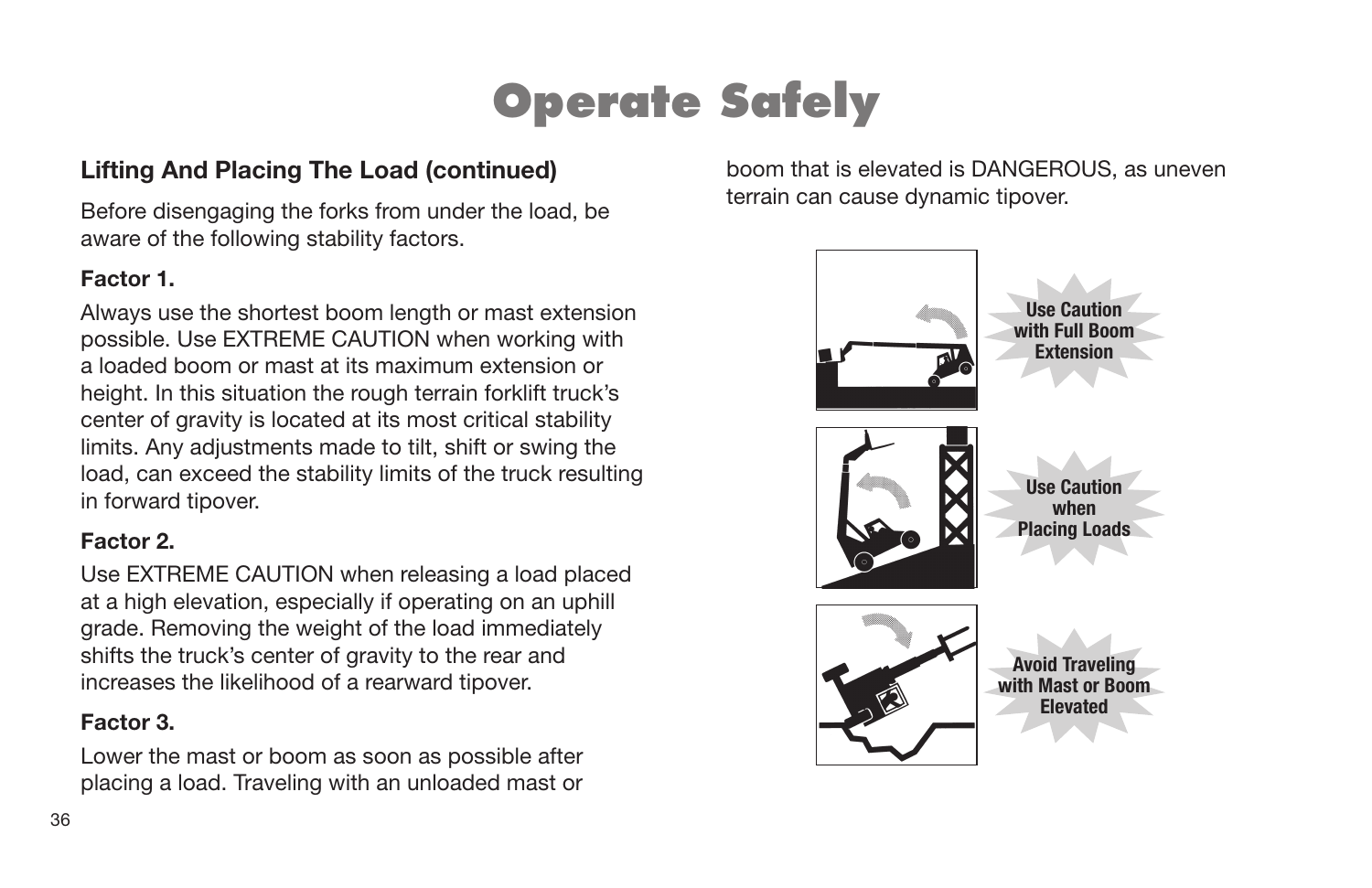# Operate Safely

## Lifting And Placing The Load (continued)

Before disengaging the forks from under the load, be aware of the following stability factors.

### Factor 1.

Always use the shortest boom length or mast extension possible. Use EXTREME CAUTION when working with a loaded boom or mast at its maximum extension or height. In this situation the rough terrain forklift truck's center of gravity is located at its most critical stability limits. Any adjustments made to tilt, shift or swing the load, can exceed the stability limits of the truck resulting in forward tipover.

### Factor 2.

Use EXTREME CAUTION when releasing a load placed at a high elevation, especially if operating on an uphill grade. Removing the weight of the load immediately shifts the truck's center of gravity to the rear and increases the likelihood of a rearward tipover.

### Factor 3.

Lower the mast or boom as soon as possible after placing a load. Traveling with an unloaded mast or boom that is elevated is DANGEROUS, as uneven terrain can cause dynamic tipover.

Use Caution with Full Boom Extension

Use Caution when Placing Loads

Avoid Traveling with Mast or Boom Elevated